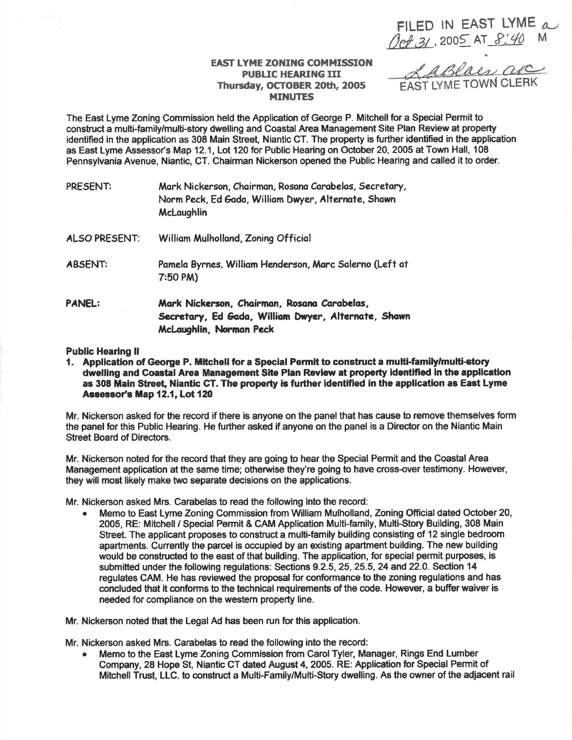FILED IN EAST LYME a
Oct 31, 2005 AT 8:40 M

LABlair asc
EAST LYME TOWN CLERK

**EAST LYME ZONING COMMISSION**
**PUBLIC HEARING III**
**Thursday, OCTOBER 20th, 2005**
**MINUTES**

The East Lyme Zoning Commission held the Application of George P. Mitchell for a Special Permit to construct a multi-family/multi-story dwelling and Coastal Area Management Site Plan Review at property identified in the application as 308 Main Street, Niantic CT. The property is further identified in the application as East Lyme Assessor's Map 12.1, Lot 120 for Public Hearing on October 20, 2005 at Town Hall, 108 Pennsylvania Avenue, Niantic, CT. Chairman Nickerson opened the Public Hearing and called it to order.

PRESENT: Mark Nickerson, Chairman, Rosana Carabelas, Secretary, Norm Peck, Ed Gada, William Dwyer, Alternate, Shawn McLaughlin

ALSO PRESENT: William Mulholland, Zoning Official

ABSENT: Pamela Byrnes. William Henderson, Marc Salerno (Left at 7:50 PM)

**PANEL: Mark Nickerson, Chairman, Rosana Carabelas, Secretary, Ed Gada, William Dwyer, Alternate, Shawn McLaughlin, Norman Peck**

**Public Hearing II**

**1. Application of George P. Mitchell for a Special Permit to construct a multi-family/multi-story dwelling and Coastal Area Management Site Plan Review at property identified in the application as 308 Main Street, Niantic CT. The property is further identified in the application as East Lyme Assessor's Map 12.1, Lot 120**

Mr. Nickerson asked for the record if there is anyone on the panel that has cause to remove themselves form the panel for this Public Hearing. He further asked if anyone on the panel is a Director on the Niantic Main Street Board of Directors.

Mr. Nickerson noted for the record that they are going to hear the Special Permit and the Coastal Area Management application at the same time; otherwise they're going to have cross-over testimony. However, they will most likely make two separate decisions on the applications.

Mr. Nickerson asked Mrs. Carabelas to read the following into the record:

- Memo to East Lyme Zoning Commission from William Mulholland, Zoning Official dated October 20, 2005, RE: Mitchell / Special Permit & CAM Application Multi-family, Multi-Story Building, 308 Main Street. The applicant proposes to construct a multi-family building consisting of 12 single bedroom apartments. Currently the parcel is occupied by an existing apartment building. The new building would be constructed to the east of that building. The application, for special permit purposes, is submitted under the following regulations: Sections 9.2.5, 25, 25.5, 24 and 22.0. Section 14 regulates CAM. He has reviewed the proposal for conformance to the zoning regulations and has concluded that it conforms to the technical requirements of the code. However, a buffer waiver is needed for compliance on the western property line.

Mr. Nickerson noted that the Legal Ad has been run for this application.

Mr. Nickerson asked Mrs. Carabelas to read the following into the record:

- Memo to the East Lyme Zoning Commission from Carol Tyler, Manager, Rings End Lumber Company, 28 Hope St, Niantic CT dated August 4, 2005. RE: Application for Special Permit of Mitchell Trust, LLC. to construct a Multi-Family/Multi-Story dwelling. As the owner of the adjacent rail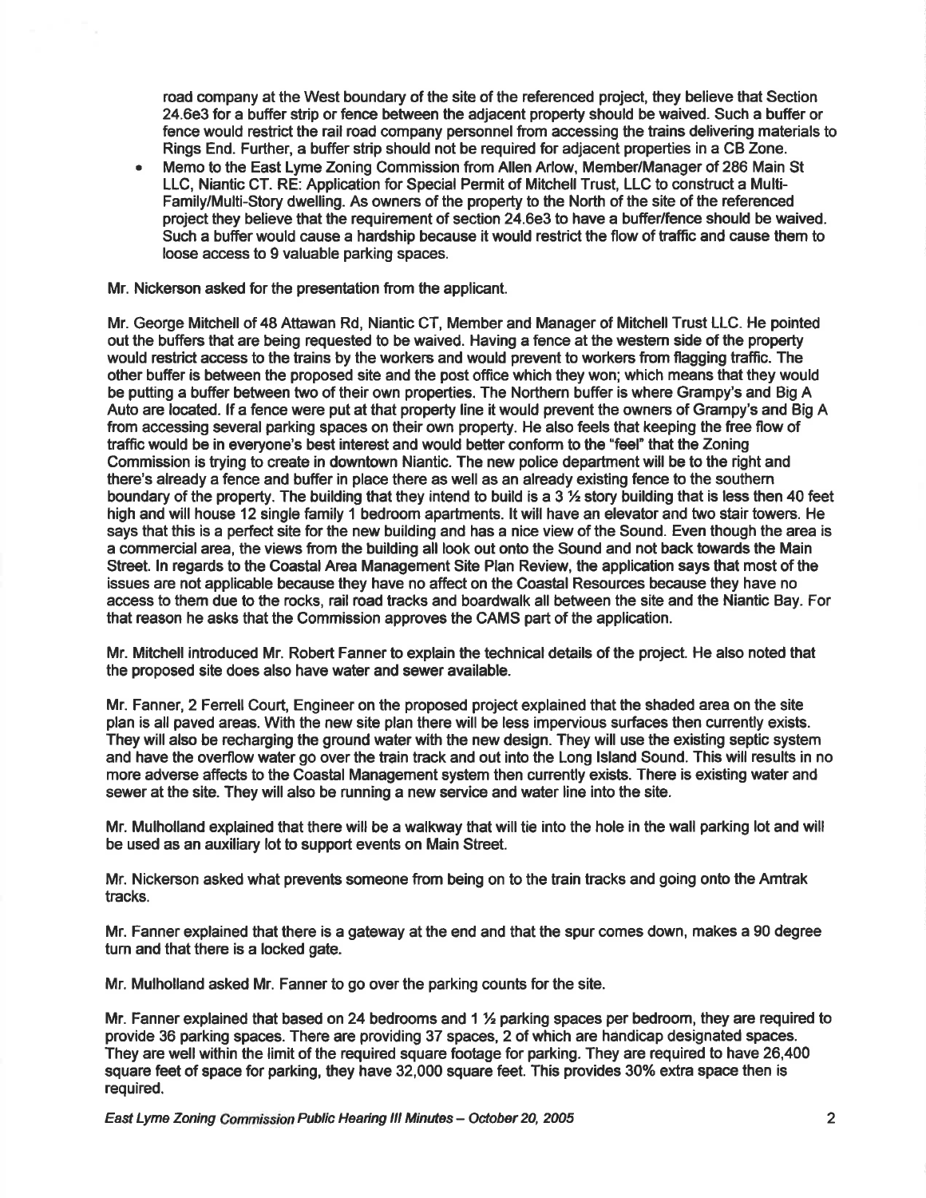road company at the West boundary of the site of the referenced project, they believe that Section 24.6e3 for a buffer strip or fence between the adjacent property should be waived. Such a buffer or fence would restrict the rail road company personnel from accessing the trains delivering materials to Rings End. Further, a buffer strip should not be required for adjacent properties in a CB Zone.

- Memo to the East Lyme Zoning Commission from Allen Arlow, Member/Manager of 286 Main St LLC, Niantic CT. RE: Application for Special Permit of Mitchell Trust, LLC to construct a Multi-Family/Multi-Story dwelling. As owners of the property to the North of the site of the referenced project they believe that the requirement of section 24.6e3 to have a buffer/fence should be waived. Such a buffer would cause a hardship because it would restrict the flow of traffic and cause them to loose access to 9 valuable parking spaces.

Mr. Nickerson asked for the presentation from the applicant.

Mr. George Mitchell of 48 Attawan Rd, Niantic CT, Member and Manager of Mitchell Trust LLC. He pointed out the buffers that are being requested to be waived. Having a fence at the western side of the property would restrict access to the trains by the workers and would prevent to workers from flagging traffic. The other buffer is between the proposed site and the post office which they won; which means that they would be putting a buffer between two of their own properties. The Northern buffer is where Grampy's and Big A Auto are located. If a fence were put at that property line it would prevent the owners of Grampy's and Big A from accessing several parking spaces on their own property. He also feels that keeping the free flow of traffic would be in everyone's best interest and would better conform to the "feel" that the Zoning Commission is trying to create in downtown Niantic. The new police department will be to the right and there's already a fence and buffer in place there as well as an already existing fence to the southern boundary of the property. The building that they intend to build is a 3 ½ story building that is less then 40 feet high and will house 12 single family 1 bedroom apartments. It will have an elevator and two stair towers. He says that this is a perfect site for the new building and has a nice view of the Sound. Even though the area is a commercial area, the views from the building all look out onto the Sound and not back towards the Main Street. In regards to the Coastal Area Management Site Plan Review, the application says that most of the issues are not applicable because they have no affect on the Coastal Resources because they have no access to them due to the rocks, rail road tracks and boardwalk all between the site and the Niantic Bay. For that reason he asks that the Commission approves the CAMS part of the application.

Mr. Mitchell introduced Mr. Robert Fanner to explain the technical details of the project. He also noted that the proposed site does also have water and sewer available.

Mr. Fanner, 2 Ferrell Court, Engineer on the proposed project explained that the shaded area on the site plan is all paved areas. With the new site plan there will be less impervious surfaces then currently exists. They will also be recharging the ground water with the new design. They will use the existing septic system and have the overflow water go over the train track and out into the Long Island Sound. This will results in no more adverse affects to the Coastal Management system then currently exists. There is existing water and sewer at the site. They will also be running a new service and water line into the site.

Mr. Mulholland explained that there will be a walkway that will tie into the hole in the wall parking lot and will be used as an auxiliary lot to support events on Main Street.

Mr. Nickerson asked what prevents someone from being on to the train tracks and going onto the Amtrak tracks.

Mr. Fanner explained that there is a gateway at the end and that the spur comes down, makes a 90 degree turn and that there is a locked gate.

Mr. Mulholland asked Mr. Fanner to go over the parking counts for the site.

Mr. Fanner explained that based on 24 bedrooms and 1 ½ parking spaces per bedroom, they are required to provide 36 parking spaces. There are providing 37 spaces, 2 of which are handicap designated spaces. They are well within the limit of the required square footage for parking. They are required to have 26,400 square feet of space for parking, they have 32,000 square feet. This provides 30% extra space then is required.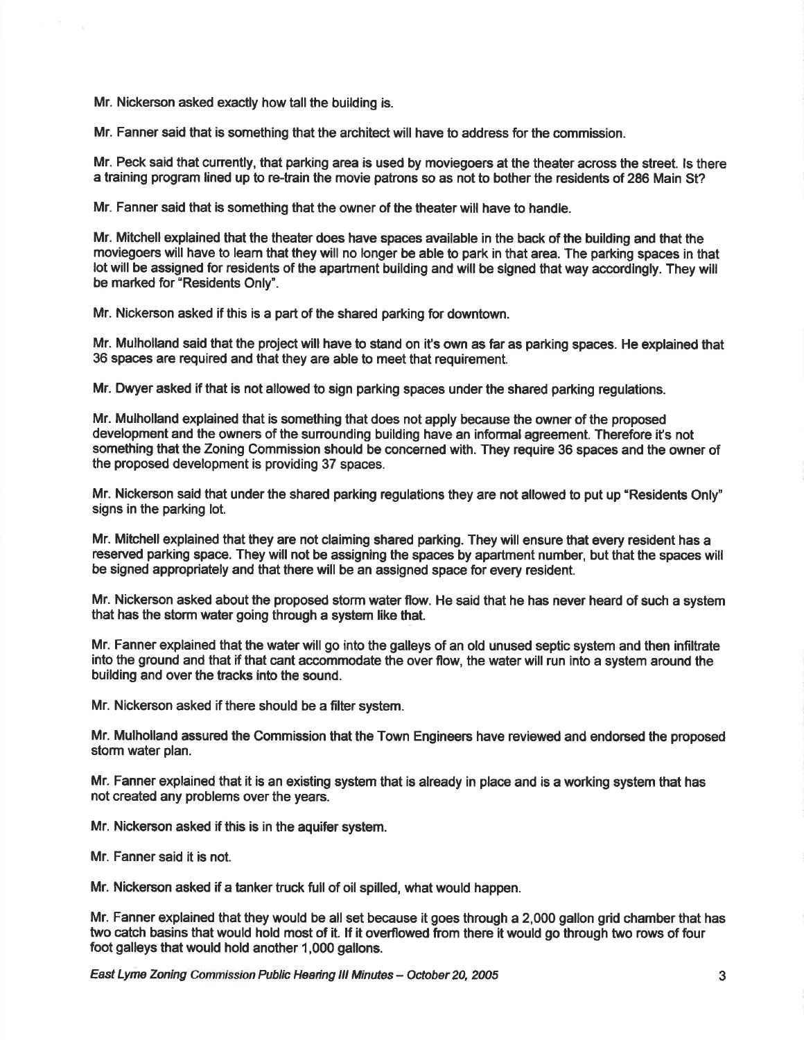Mr. Nickerson asked exactly how tall the building is.

Mr. Fanner said that is something that the architect will have to address for the commission.

Mr. Peck said that currently, that parking area is used by moviegoers at the theater across the street. Is there a training program lined up to re-train the movie patrons so as not to bother the residents of 286 Main St?

Mr. Fanner said that is something that the owner of the theater will have to handle.

Mr. Mitchell explained that the theater does have spaces available in the back of the building and that the moviegoers will have to learn that they will no longer be able to park in that area. The parking spaces in that lot will be assigned for residents of the apartment building and will be signed that way accordingly. They will be marked for "Residents Only".

Mr. Nickerson asked if this is a part of the shared parking for downtown.

Mr. Mulholland said that the project will have to stand on it's own as far as parking spaces. He explained that 36 spaces are required and that they are able to meet that requirement.

Mr. Dwyer asked if that is not allowed to sign parking spaces under the shared parking regulations.

Mr. Mulholland explained that is something that does not apply because the owner of the proposed development and the owners of the surrounding building have an informal agreement. Therefore it's not something that the Zoning Commission should be concerned with. They require 36 spaces and the owner of the proposed development is providing 37 spaces.

Mr. Nickerson said that under the shared parking regulations they are not allowed to put up "Residents Only" signs in the parking lot.

Mr. Mitchell explained that they are not claiming shared parking. They will ensure that every resident has a reserved parking space. They will not be assigning the spaces by apartment number, but that the spaces will be signed appropriately and that there will be an assigned space for every resident.

Mr. Nickerson asked about the proposed storm water flow. He said that he has never heard of such a system that has the storm water going through a system like that.

Mr. Fanner explained that the water will go into the galleys of an old unused septic system and then infiltrate into the ground and that if that cant accommodate the over flow, the water will run into a system around the building and over the tracks into the sound.

Mr. Nickerson asked if there should be a filter system.

Mr. Mulholland assured the Commission that the Town Engineers have reviewed and endorsed the proposed storm water plan.

Mr. Fanner explained that it is an existing system that is already in place and is a working system that has not created any problems over the years.

Mr. Nickerson asked if this is in the aquifer system.

Mr. Fanner said it is not.

Mr. Nickerson asked if a tanker truck full of oil spilled, what would happen.

Mr. Fanner explained that they would be all set because it goes through a 2,000 gallon grid chamber that has two catch basins that would hold most of it. If it overflowed from there it would go through two rows of four foot galleys that would hold another 1,000 gallons.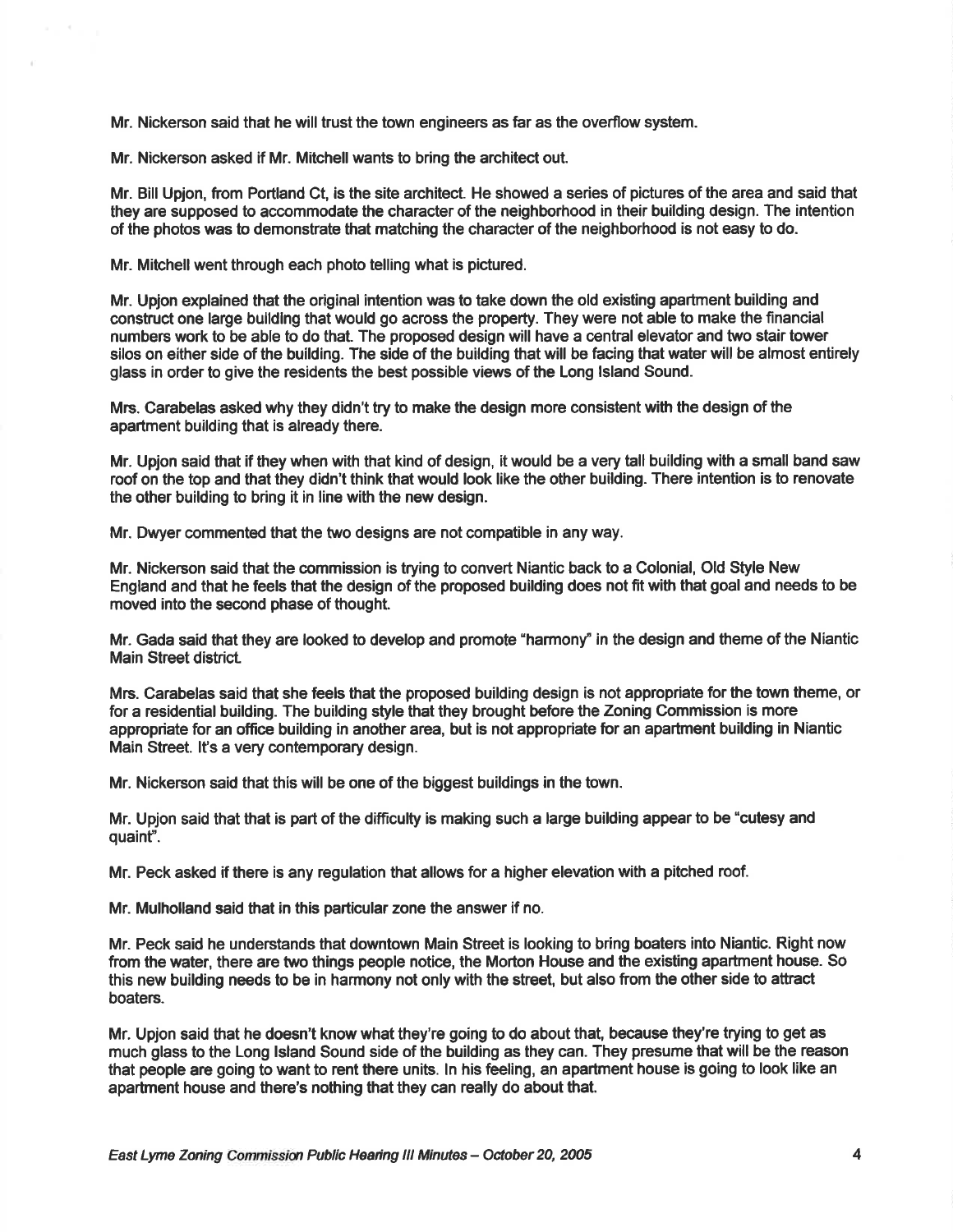Mr. Nickerson said that he will trust the town engineers as far as the overflow system.

Mr. Nickerson asked if Mr. Mitchell wants to bring the architect out.

Mr. Bill Upjon, from Portland Ct, is the site architect. He showed a series of pictures of the area and said that they are supposed to accommodate the character of the neighborhood in their building design. The intention of the photos was to demonstrate that matching the character of the neighborhood is not easy to do.

Mr. Mitchell went through each photo telling what is pictured.

Mr. Upjon explained that the original intention was to take down the old existing apartment building and construct one large building that would go across the property. They were not able to make the financial numbers work to be able to do that. The proposed design will have a central elevator and two stair tower silos on either side of the building. The side of the building that will be facing that water will be almost entirely glass in order to give the residents the best possible views of the Long Island Sound.

Mrs. Carabelas asked why they didn't try to make the design more consistent with the design of the apartment building that is already there.

Mr. Upjon said that if they when with that kind of design, it would be a very tall building with a small band saw roof on the top and that they didn't think that would look like the other building. There intention is to renovate the other building to bring it in line with the new design.

Mr. Dwyer commented that the two designs are not compatible in any way.

Mr. Nickerson said that the commission is trying to convert Niantic back to a Colonial, Old Style New England and that he feels that the design of the proposed building does not fit with that goal and needs to be moved into the second phase of thought.

Mr. Gada said that they are looked to develop and promote "harmony" in the design and theme of the Niantic Main Street district.

Mrs. Carabelas said that she feels that the proposed building design is not appropriate for the town theme, or for a residential building. The building style that they brought before the Zoning Commission is more appropriate for an office building in another area, but is not appropriate for an apartment building in Niantic Main Street. It's a very contemporary design.

Mr. Nickerson said that this will be one of the biggest buildings in the town.

Mr. Upjon said that that is part of the difficulty is making such a large building appear to be "cutesy and quaint".

Mr. Peck asked if there is any regulation that allows for a higher elevation with a pitched roof.

Mr. Mulholland said that in this particular zone the answer if no.

Mr. Peck said he understands that downtown Main Street is looking to bring boaters into Niantic. Right now from the water, there are two things people notice, the Morton House and the existing apartment house. So this new building needs to be in harmony not only with the street, but also from the other side to attract boaters.

Mr. Upjon said that he doesn't know what they're going to do about that, because they're trying to get as much glass to the Long Island Sound side of the building as they can. They presume that will be the reason that people are going to want to rent there units. In his feeling, an apartment house is going to look like an apartment house and there's nothing that they can really do about that.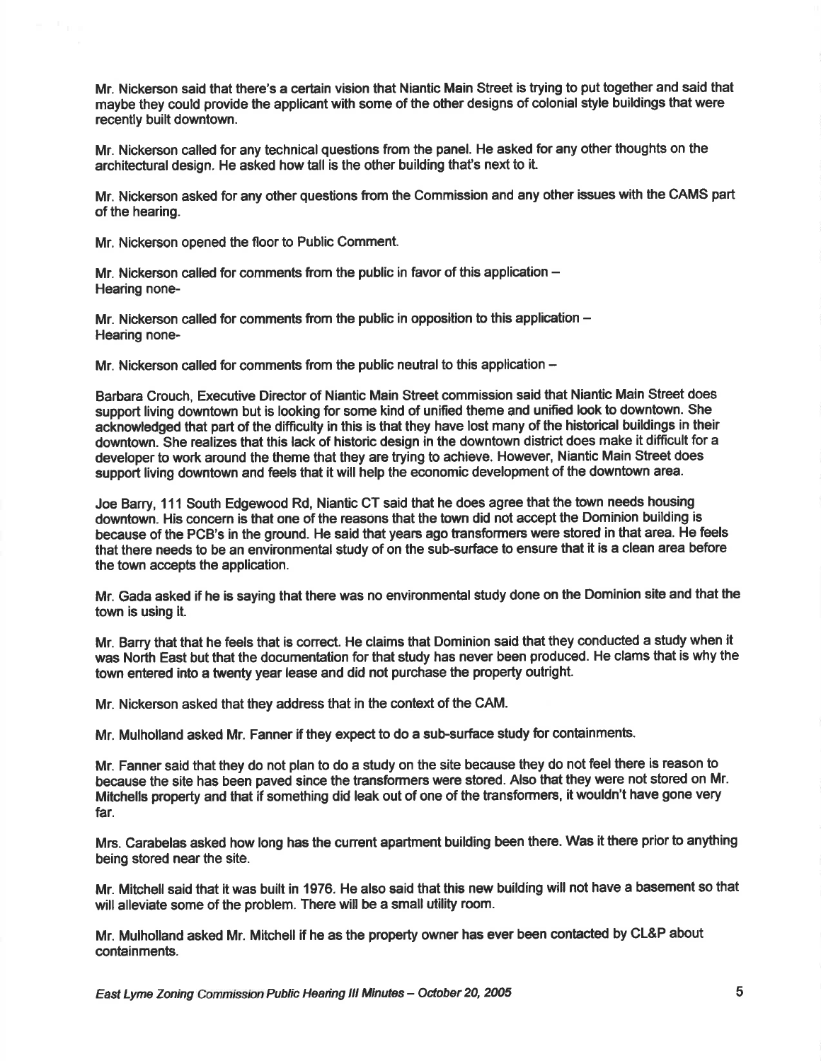Mr. Nickerson said that there's a certain vision that Niantic Main Street is trying to put together and said that maybe they could provide the applicant with some of the other designs of colonial style buildings that were recently built downtown.

Mr. Nickerson called for any technical questions from the panel. He asked for any other thoughts on the architectural design. He asked how tall is the other building that's next to it.

Mr. Nickerson asked for any other questions from the Commission and any other issues with the CAMS part of the hearing.

Mr. Nickerson opened the floor to Public Comment.

Mr. Nickerson called for comments from the public in favor of this application –
Hearing none-

Mr. Nickerson called for comments from the public in opposition to this application –
Hearing none-

Mr. Nickerson called for comments from the public neutral to this application –

Barbara Crouch, Executive Director of Niantic Main Street commission said that Niantic Main Street does support living downtown but is looking for some kind of unified theme and unified look to downtown. She acknowledged that part of the difficulty in this is that they have lost many of the historical buildings in their downtown. She realizes that this lack of historic design in the downtown district does make it difficult for a developer to work around the theme that they are trying to achieve. However, Niantic Main Street does support living downtown and feels that it will help the economic development of the downtown area.

Joe Barry, 111 South Edgewood Rd, Niantic CT said that he does agree that the town needs housing downtown. His concern is that one of the reasons that the town did not accept the Dominion building is because of the PCB's in the ground. He said that years ago transformers were stored in that area. He feels that there needs to be an environmental study of on the sub-surface to ensure that it is a clean area before the town accepts the application.

Mr. Gada asked if he is saying that there was no environmental study done on the Dominion site and that the town is using it.

Mr. Barry that that he feels that is correct. He claims that Dominion said that they conducted a study when it was North East but that the documentation for that study has never been produced. He clams that is why the town entered into a twenty year lease and did not purchase the property outright.

Mr. Nickerson asked that they address that in the context of the CAM.

Mr. Mulholland asked Mr. Fanner if they expect to do a sub-surface study for containments.

Mr. Fanner said that they do not plan to do a study on the site because they do not feel there is reason to because the site has been paved since the transformers were stored. Also that they were not stored on Mr. Mitchells property and that if something did leak out of one of the transformers, it wouldn't have gone very far.

Mrs. Carabelas asked how long has the current apartment building been there. Was it there prior to anything being stored near the site.

Mr. Mitchell said that it was built in 1976. He also said that this new building will not have a basement so that will alleviate some of the problem. There will be a small utility room.

Mr. Mulholland asked Mr. Mitchell if he as the property owner has ever been contacted by CL&P about containments.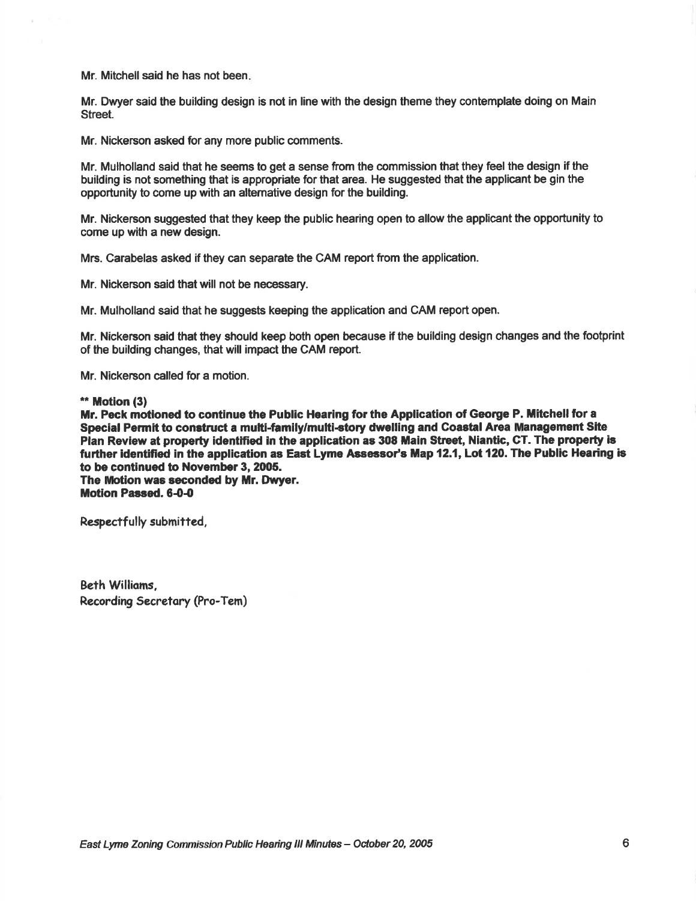Mr. Mitchell said he has not been.

Mr. Dwyer said the building design is not in line with the design theme they contemplate doing on Main Street.

Mr. Nickerson asked for any more public comments.

Mr. Mulholland said that he seems to get a sense from the commission that they feel the design if the building is not something that is appropriate for that area. He suggested that the applicant be gin the opportunity to come up with an alternative design for the building.

Mr. Nickerson suggested that they keep the public hearing open to allow the applicant the opportunity to come up with a new design.

Mrs. Carabelas asked if they can separate the CAM report from the application.

Mr. Nickerson said that will not be necessary.

Mr. Mulholland said that he suggests keeping the application and CAM report open.

Mr. Nickerson said that they should keep both open because if the building design changes and the footprint of the building changes, that will impact the CAM report.

Mr. Nickerson called for a motion.

**\*\* Motion (3)**
**Mr. Peck motioned to continue the Public Hearing for the Application of George P. Mitchell for a Special Permit to construct a multi-family/multi-story dwelling and Coastal Area Management Site Plan Review at property identified in the application as 308 Main Street, Niantic, CT. The property is further identified in the application as East Lyme Assessor's Map 12.1, Lot 120. The Public Hearing is to be continued to November 3, 2005.**
**The Motion was seconded by Mr. Dwyer.**
**Motion Passed. 6-0-0**

Respectfully submitted,

Beth Williams,
Recording Secretary (Pro-Tem)